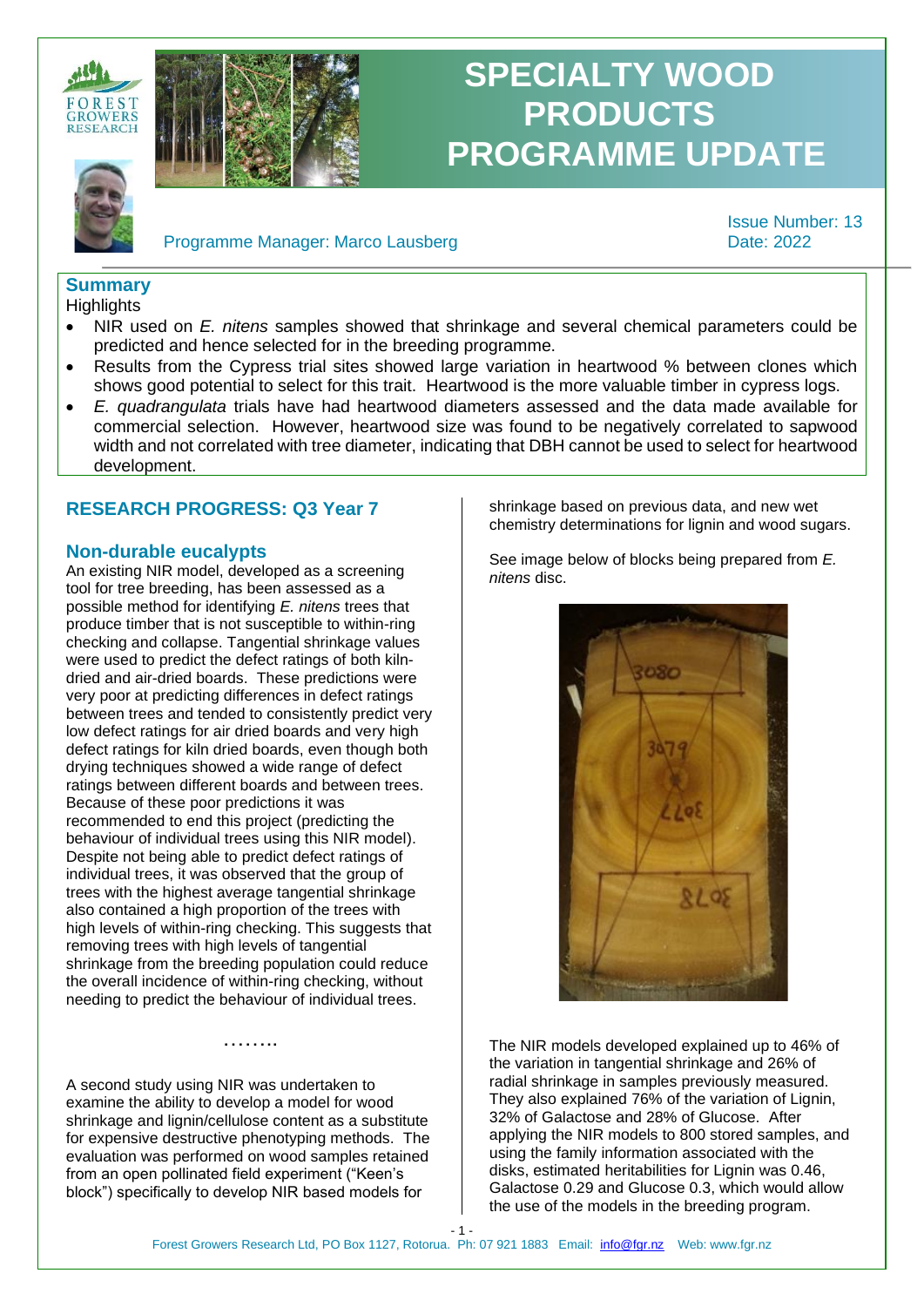# SPECIALTY WOOD PRODUCTS PROGRAMME UPDATE

Programme Manager: Marco Lausberg

Issue Number: 13
Date: 2022

## Summary

Highlights

- NIR used on *E. nitens* samples showed that shrinkage and several chemical parameters could be predicted and hence selected for in the breeding programme.
- Results from the Cypress trial sites showed large variation in heartwood % between clones which shows good potential to select for this trait. Heartwood is the more valuable timber in cypress logs.
- *E. quadrangulata* trials have had heartwood diameters assessed and the data made available for commercial selection. However, heartwood size was found to be negatively correlated to sapwood width and not correlated with tree diameter, indicating that DBH cannot be used to select for heartwood development.

## RESEARCH PROGRESS: Q3 Year 7

### Non-durable eucalypts

An existing NIR model, developed as a screening tool for tree breeding, has been assessed as a possible method for identifying *E. nitens* trees that produce timber that is not susceptible to within-ring checking and collapse. Tangential shrinkage values were used to predict the defect ratings of both kiln-dried and air-dried boards. These predictions were very poor at predicting differences in defect ratings between trees and tended to consistently predict very low defect ratings for air dried boards and very high defect ratings for kiln dried boards, even though both drying techniques showed a wide range of defect ratings between different boards and between trees. Because of these poor predictions it was recommended to end this project (predicting the behaviour of individual trees using this NIR model). Despite not being able to predict defect ratings of individual trees, it was observed that the group of trees with the highest average tangential shrinkage also contained a high proportion of the trees with high levels of within-ring checking. This suggests that removing trees with high levels of tangential shrinkage from the breeding population could reduce the overall incidence of within-ring checking, without needing to predict the behaviour of individual trees.

……..

A second study using NIR was undertaken to examine the ability to develop a model for wood shrinkage and lignin/cellulose content as a substitute for expensive destructive phenotyping methods. The evaluation was performed on wood samples retained from an open pollinated field experiment ("Keen's block") specifically to develop NIR based models for shrinkage based on previous data, and new wet chemistry determinations for lignin and wood sugars.

See image below of blocks being prepared from *E. nitens* disc.

The NIR models developed explained up to 46% of the variation in tangential shrinkage and 26% of radial shrinkage in samples previously measured. They also explained 76% of the variation of Lignin, 32% of Galactose and 28% of Glucose. After applying the NIR models to 800 stored samples, and using the family information associated with the disks, estimated heritabilities for Lignin was 0.46, Galactose 0.29 and Glucose 0.3, which would allow the use of the models in the breeding program.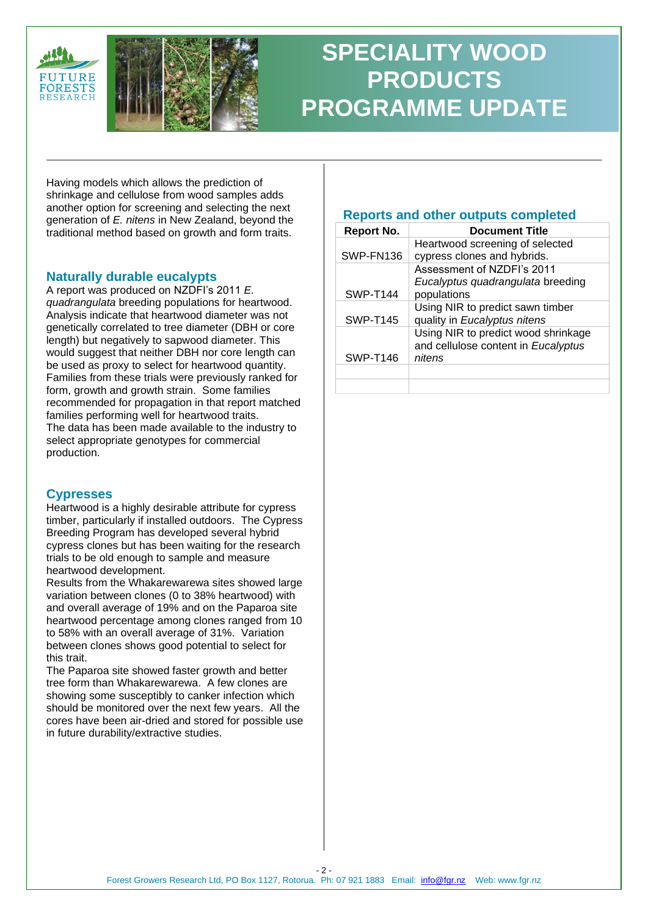# SPECIALITY WOOD PRODUCTS PROGRAMME UPDATE

Having models which allows the prediction of shrinkage and cellulose from wood samples adds another option for screening and selecting the next generation of *E. nitens* in New Zealand, beyond the traditional method based on growth and form traits.

## Naturally durable eucalypts

A report was produced on NZDFI's 2011 *E. quadrangulata* breeding populations for heartwood. Analysis indicate that heartwood diameter was not genetically correlated to tree diameter (DBH or core length) but negatively to sapwood diameter. This would suggest that neither DBH nor core length can be used as proxy to select for heartwood quantity. Families from these trials were previously ranked for form, growth and growth strain. Some families recommended for propagation in that report matched families performing well for heartwood traits. The data has been made available to the industry to select appropriate genotypes for commercial production.

## Cypresses

Heartwood is a highly desirable attribute for cypress timber, particularly if installed outdoors. The Cypress Breeding Program has developed several hybrid cypress clones but has been waiting for the research trials to be old enough to sample and measure heartwood development.

Results from the Whakarewarewa sites showed large variation between clones (0 to 38% heartwood) with and overall average of 19% and on the Paparoa site heartwood percentage among clones ranged from 10 to 58% with an overall average of 31%. Variation between clones shows good potential to select for this trait.

The Paparoa site showed faster growth and better tree form than Whakarewarewa. A few clones are showing some susceptibly to canker infection which should be monitored over the next few years. All the cores have been air-dried and stored for possible use in future durability/extractive studies.

## Reports and other outputs completed

| Report No. | Document Title |
|---|---|
| SWP-FN136 | Heartwood screening of selected cypress clones and hybrids. |
| SWP-T144 | Assessment of NZDFI's 2011 *Eucalyptus quadrangulata* breeding populations |
| SWP-T145 | Using NIR to predict sawn timber quality in *Eucalyptus nitens* |
| SWP-T146 | Using NIR to predict wood shrinkage and cellulose content in *Eucalyptus nitens* |
| | |
| | |

Forest Growers Research Ltd, PO Box 1127, Rotorua. Ph: 07 921 1883 Email: info@fgr.nz Web: www.fgr.nz